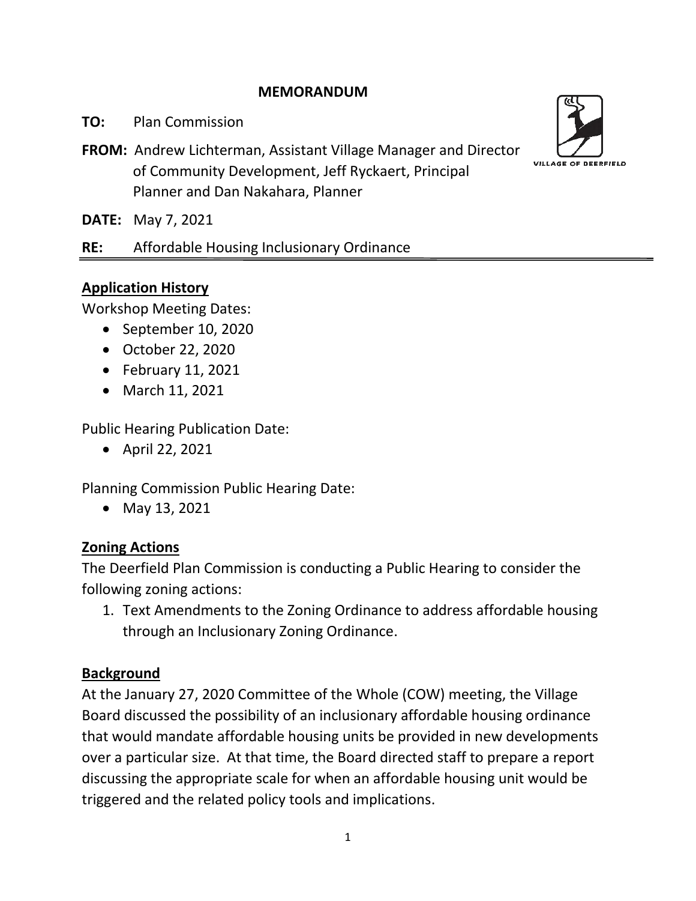# MEMORANDUM

**TO:** Plan Commission

**FROM:** Andrew Lichterman, Assistant Village Manager and Director of Community Development, Jeff Ryckaert, Principal Planner and Dan Nakahara, Planner

**DATE:** May 7, 2021

**RE:** Affordable Housing Inclusionary Ordinance

## Application History

Workshop Meeting Dates:

- September 10, 2020
- October 22, 2020
- February 11, 2021
- March 11, 2021

Public Hearing Publication Date:

- April 22, 2021

Planning Commission Public Hearing Date:

- May 13, 2021

## Zoning Actions

The Deerfield Plan Commission is conducting a Public Hearing to consider the following zoning actions:

1. Text Amendments to the Zoning Ordinance to address affordable housing through an Inclusionary Zoning Ordinance.

## Background

At the January 27, 2020 Committee of the Whole (COW) meeting, the Village Board discussed the possibility of an inclusionary affordable housing ordinance that would mandate affordable housing units be provided in new developments over a particular size. At that time, the Board directed staff to prepare a report discussing the appropriate scale for when an affordable housing unit would be triggered and the related policy tools and implications.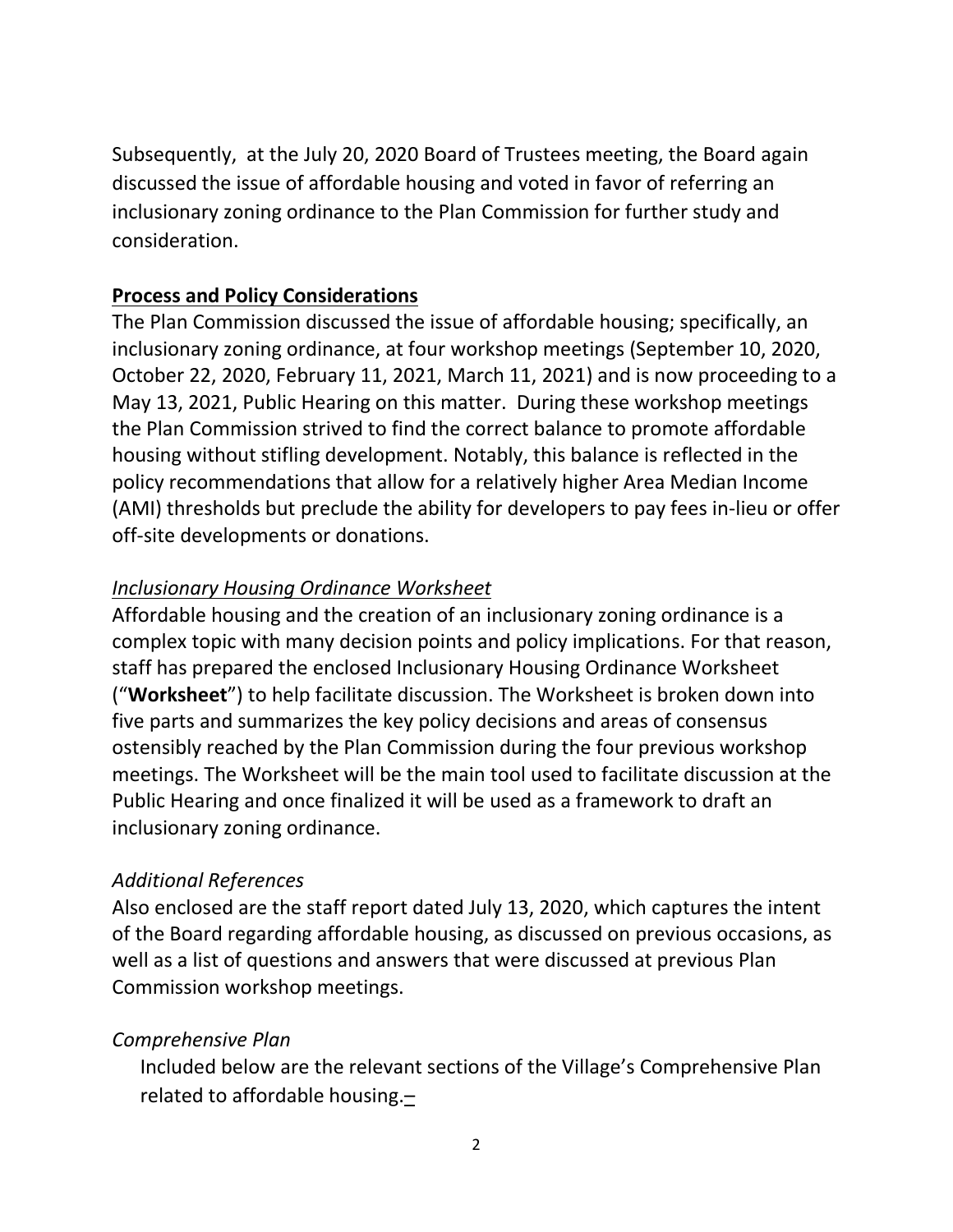Subsequently, at the July 20, 2020 Board of Trustees meeting, the Board again discussed the issue of affordable housing and voted in favor of referring an inclusionary zoning ordinance to the Plan Commission for further study and consideration.

**Process and Policy Considerations**

The Plan Commission discussed the issue of affordable housing; specifically, an inclusionary zoning ordinance, at four workshop meetings (September 10, 2020, October 22, 2020, February 11, 2021, March 11, 2021) and is now proceeding to a May 13, 2021, Public Hearing on this matter. During these workshop meetings the Plan Commission strived to find the correct balance to promote affordable housing without stifling development. Notably, this balance is reflected in the policy recommendations that allow for a relatively higher Area Median Income (AMI) thresholds but preclude the ability for developers to pay fees in-lieu or offer off-site developments or donations.

*Inclusionary Housing Ordinance Worksheet*

Affordable housing and the creation of an inclusionary zoning ordinance is a complex topic with many decision points and policy implications. For that reason, staff has prepared the enclosed Inclusionary Housing Ordinance Worksheet ("**Worksheet**") to help facilitate discussion. The Worksheet is broken down into five parts and summarizes the key policy decisions and areas of consensus ostensibly reached by the Plan Commission during the four previous workshop meetings. The Worksheet will be the main tool used to facilitate discussion at the Public Hearing and once finalized it will be used as a framework to draft an inclusionary zoning ordinance.

*Additional References*

Also enclosed are the staff report dated July 13, 2020, which captures the intent of the Board regarding affordable housing, as discussed on previous occasions, as well as a list of questions and answers that were discussed at previous Plan Commission workshop meetings.

*Comprehensive Plan*

Included below are the relevant sections of the Village's Comprehensive Plan related to affordable housing.–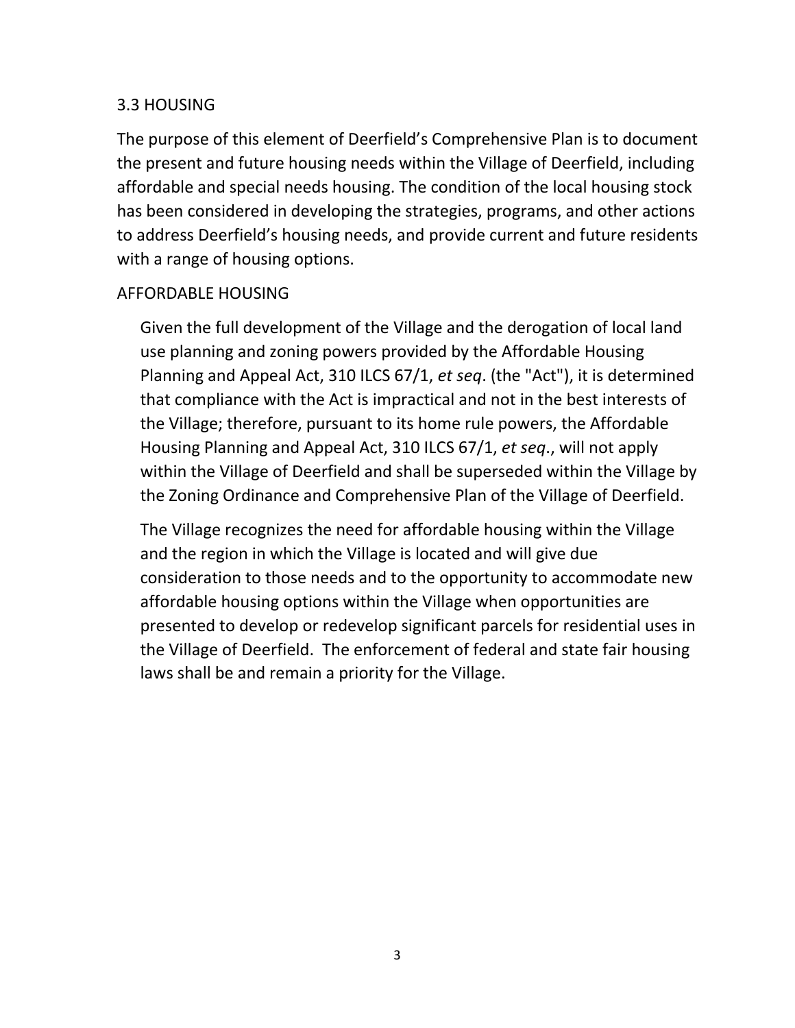## 3.3 HOUSING

The purpose of this element of Deerfield's Comprehensive Plan is to document the present and future housing needs within the Village of Deerfield, including affordable and special needs housing. The condition of the local housing stock has been considered in developing the strategies, programs, and other actions to address Deerfield's housing needs, and provide current and future residents with a range of housing options.

### AFFORDABLE HOUSING

Given the full development of the Village and the derogation of local land use planning and zoning powers provided by the Affordable Housing Planning and Appeal Act, 310 ILCS 67/1, *et seq*. (the "Act"), it is determined that compliance with the Act is impractical and not in the best interests of the Village; therefore, pursuant to its home rule powers, the Affordable Housing Planning and Appeal Act, 310 ILCS 67/1, *et seq*., will not apply within the Village of Deerfield and shall be superseded within the Village by the Zoning Ordinance and Comprehensive Plan of the Village of Deerfield.

The Village recognizes the need for affordable housing within the Village and the region in which the Village is located and will give due consideration to those needs and to the opportunity to accommodate new affordable housing options within the Village when opportunities are presented to develop or redevelop significant parcels for residential uses in the Village of Deerfield. The enforcement of federal and state fair housing laws shall be and remain a priority for the Village.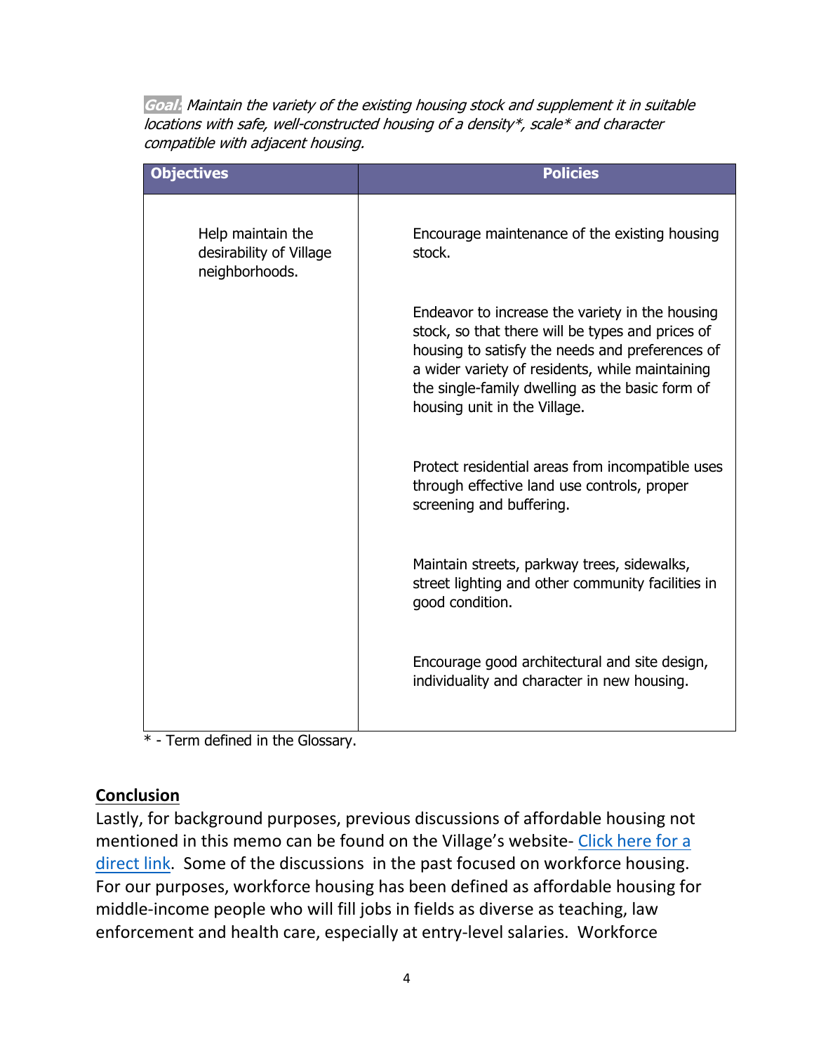*Goal: Maintain the variety of the existing housing stock and supplement it in suitable locations with safe, well-constructed housing of a density*, scale* and character compatible with adjacent housing.*

| Objectives | Policies |
|---|---|
| Help maintain the desirability of Village neighborhoods. | Encourage maintenance of the existing housing stock. |
| | Endeavor to increase the variety in the housing stock, so that there will be types and prices of housing to satisfy the needs and preferences of a wider variety of residents, while maintaining the single-family dwelling as the basic form of housing unit in the Village. |
| | Protect residential areas from incompatible uses through effective land use controls, proper screening and buffering. |
| | Maintain streets, parkway trees, sidewalks, street lighting and other community facilities in good condition. |
| | Encourage good architectural and site design, individuality and character in new housing. |

* - Term defined in the Glossary.

## Conclusion

Lastly, for background purposes, previous discussions of affordable housing not mentioned in this memo can be found on the Village's website- Click here for a direct link. Some of the discussions in the past focused on workforce housing. For our purposes, workforce housing has been defined as affordable housing for middle-income people who will fill jobs in fields as diverse as teaching, law enforcement and health care, especially at entry-level salaries. Workforce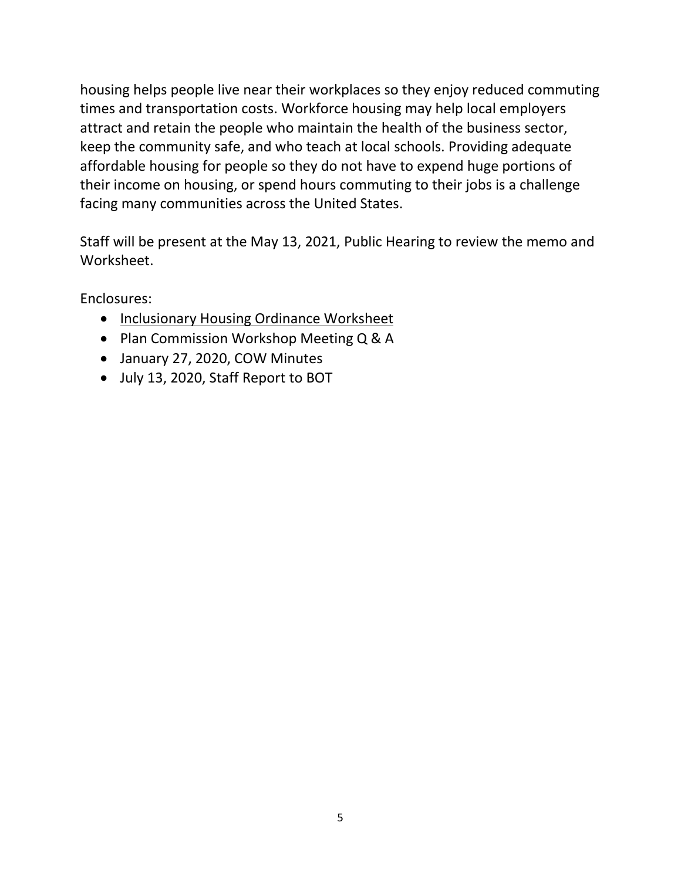housing helps people live near their workplaces so they enjoy reduced commuting times and transportation costs. Workforce housing may help local employers attract and retain the people who maintain the health of the business sector, keep the community safe, and who teach at local schools. Providing adequate affordable housing for people so they do not have to expend huge portions of their income on housing, or spend hours commuting to their jobs is a challenge facing many communities across the United States.

Staff will be present at the May 13, 2021, Public Hearing to review the memo and Worksheet.

Enclosures:

- Inclusionary Housing Ordinance Worksheet
- Plan Commission Workshop Meeting Q & A
- January 27, 2020, COW Minutes
- July 13, 2020, Staff Report to BOT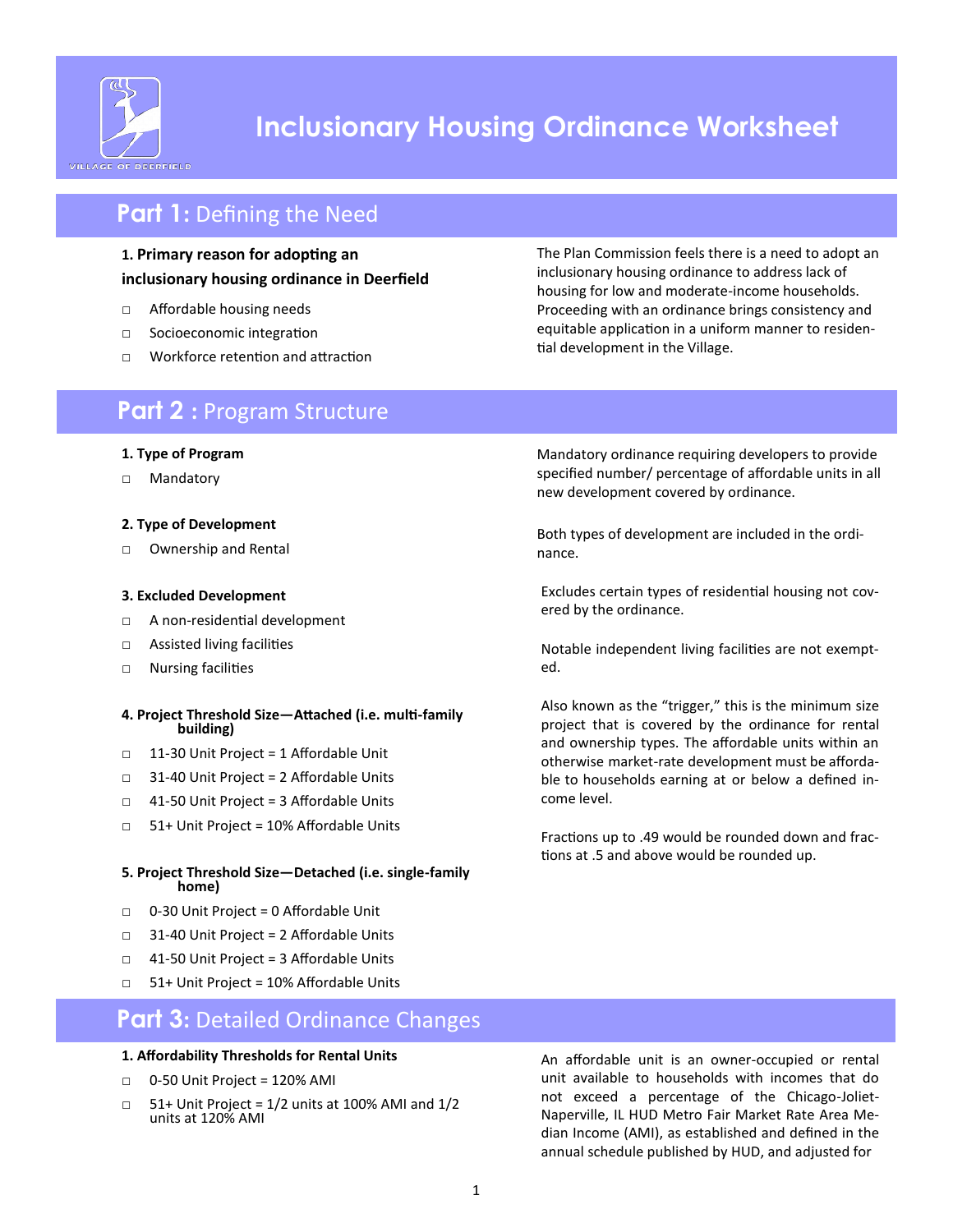# Inclusionary Housing Ordinance Worksheet

VILLAGE OF DEERFIELD

## Part 1: Defining the Need

**1. Primary reason for adopting an inclusionary housing ordinance in Deerfield**

- □ Affordable housing needs
- □ Socioeconomic integration
- □ Workforce retention and attraction

The Plan Commission feels there is a need to adopt an inclusionary housing ordinance to address lack of housing for low and moderate-income households. Proceeding with an ordinance brings consistency and equitable application in a uniform manner to residential development in the Village.

## Part 2 : Program Structure

**1. Type of Program**

- □ Mandatory

Mandatory ordinance requiring developers to provide specified number/ percentage of affordable units in all new development covered by ordinance.

**2. Type of Development**

- □ Ownership and Rental

Both types of development are included in the ordinance.

**3. Excluded Development**

- □ A non-residential development
- □ Assisted living facilities
- □ Nursing facilities

Excludes certain types of residential housing not covered by the ordinance.

Notable independent living facilities are not exempted.

**4. Project Threshold Size—Attached (i.e. multi-family building)**

- □ 11-30 Unit Project = 1 Affordable Unit
- □ 31-40 Unit Project = 2 Affordable Units
- □ 41-50 Unit Project = 3 Affordable Units
- □ 51+ Unit Project = 10% Affordable Units

Also known as the "trigger," this is the minimum size project that is covered by the ordinance for rental and ownership types. The affordable units within an otherwise market-rate development must be affordable to households earning at or below a defined income level.

Fractions up to .49 would be rounded down and fractions at .5 and above would be rounded up.

**5. Project Threshold Size—Detached (i.e. single-family home)**

- □ 0-30 Unit Project = 0 Affordable Unit
- □ 31-40 Unit Project = 2 Affordable Units
- □ 41-50 Unit Project = 3 Affordable Units
- □ 51+ Unit Project = 10% Affordable Units

## Part 3: Detailed Ordinance Changes

**1. Affordability Thresholds for Rental Units**

- □ 0-50 Unit Project = 120% AMI
- □ 51+ Unit Project = 1/2 units at 100% AMI and 1/2 units at 120% AMI

An affordable unit is an owner-occupied or rental unit available to households with incomes that do not exceed a percentage of the Chicago-Joliet-Naperville, IL HUD Metro Fair Market Rate Area Median Income (AMI), as established and defined in the annual schedule published by HUD, and adjusted for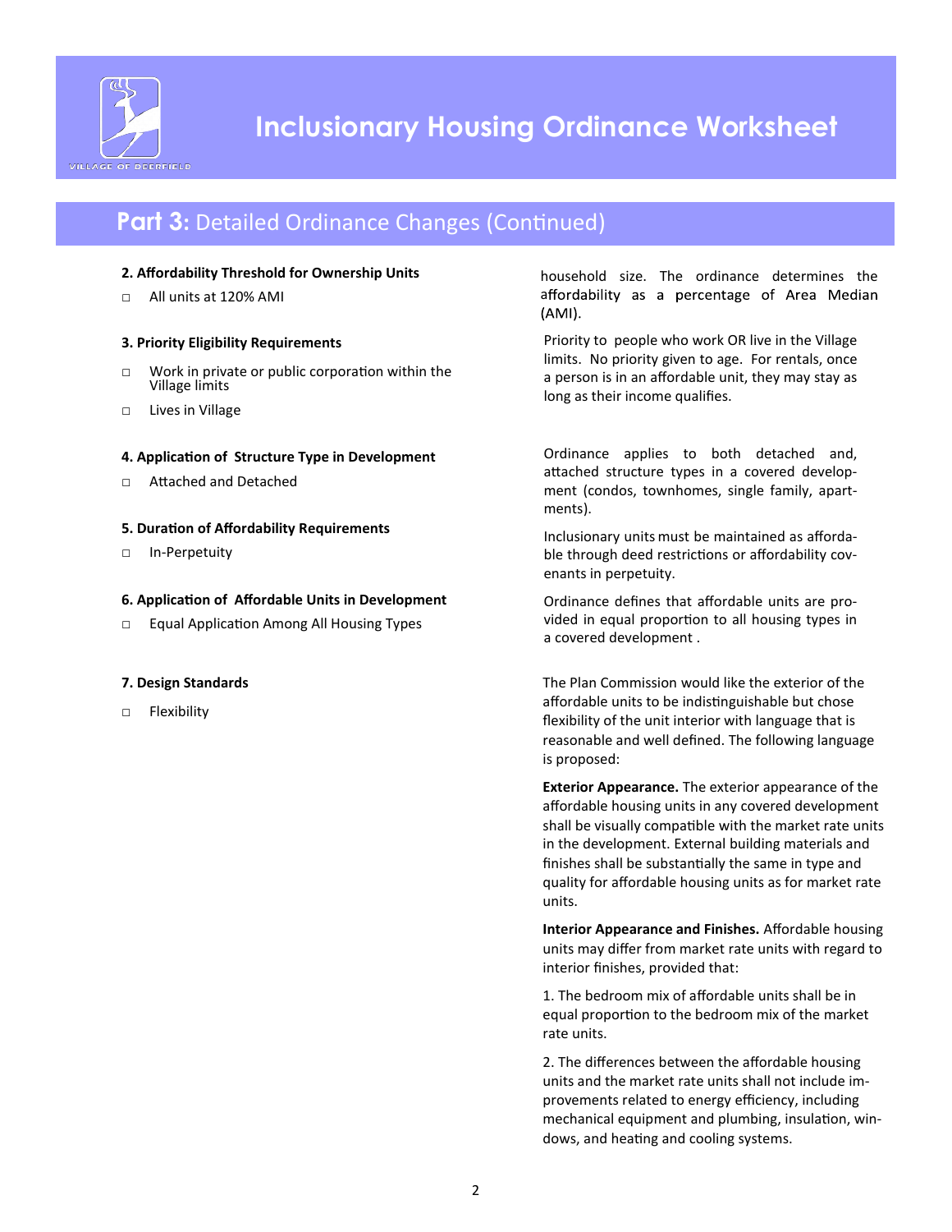# Inclusionary Housing Ordinance Worksheet

## Part 3: Detailed Ordinance Changes (Continued)

**2. Affordability Threshold for Ownership Units**

- All units at 120% AMI

household size. The ordinance determines the affordability as a percentage of Area Median (AMI).

**3. Priority Eligibility Requirements**

- Work in private or public corporation within the Village limits
- Lives in Village

Priority to people who work OR live in the Village limits. No priority given to age. For rentals, once a person is in an affordable unit, they may stay as long as their income qualifies.

**4. Application of Structure Type in Development**

- Attached and Detached

Ordinance applies to both detached and, attached structure types in a covered development (condos, townhomes, single family, apartments).

**5. Duration of Affordability Requirements**

- In-Perpetuity

Inclusionary units must be maintained as affordable through deed restrictions or affordability covenants in perpetuity.

**6. Application of Affordable Units in Development**

- Equal Application Among All Housing Types

Ordinance defines that affordable units are provided in equal proportion to all housing types in a covered development .

**7. Design Standards**

- Flexibility

The Plan Commission would like the exterior of the affordable units to be indistinguishable but chose flexibility of the unit interior with language that is reasonable and well defined. The following language is proposed:

**Exterior Appearance.** The exterior appearance of the affordable housing units in any covered development shall be visually compatible with the market rate units in the development. External building materials and finishes shall be substantially the same in type and quality for affordable housing units as for market rate units.

**Interior Appearance and Finishes.** Affordable housing units may differ from market rate units with regard to interior finishes, provided that:

1. The bedroom mix of affordable units shall be in equal proportion to the bedroom mix of the market rate units.

2. The differences between the affordable housing units and the market rate units shall not include improvements related to energy efficiency, including mechanical equipment and plumbing, insulation, windows, and heating and cooling systems.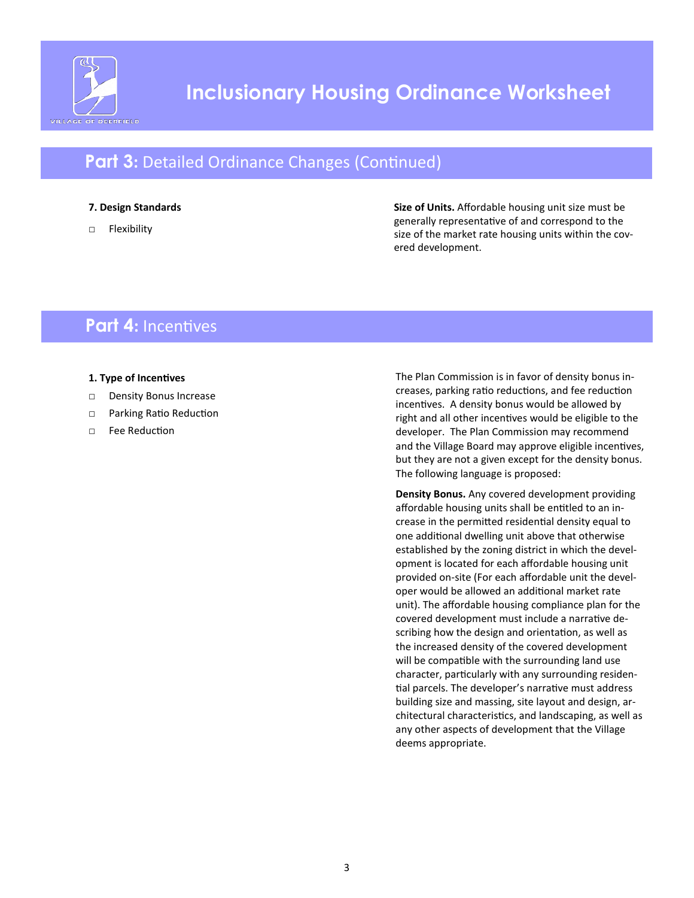# Inclusionary Housing Ordinance Worksheet

## Part 3: Detailed Ordinance Changes (Continued)

**7. Design Standards**

- □ Flexibility

**Size of Units.** Affordable housing unit size must be generally representative of and correspond to the size of the market rate housing units within the covered development.

## Part 4: Incentives

**1. Type of Incentives**

- □ Density Bonus Increase
- □ Parking Ratio Reduction
- □ Fee Reduction

The Plan Commission is in favor of density bonus increases, parking ratio reductions, and fee reduction incentives. A density bonus would be allowed by right and all other incentives would be eligible to the developer. The Plan Commission may recommend and the Village Board may approve eligible incentives, but they are not a given except for the density bonus. The following language is proposed:

**Density Bonus.** Any covered development providing affordable housing units shall be entitled to an increase in the permitted residential density equal to one additional dwelling unit above that otherwise established by the zoning district in which the development is located for each affordable housing unit provided on-site (For each affordable unit the developer would be allowed an additional market rate unit). The affordable housing compliance plan for the covered development must include a narrative describing how the design and orientation, as well as the increased density of the covered development will be compatible with the surrounding land use character, particularly with any surrounding residential parcels. The developer's narrative must address building size and massing, site layout and design, architectural characteristics, and landscaping, as well as any other aspects of development that the Village deems appropriate.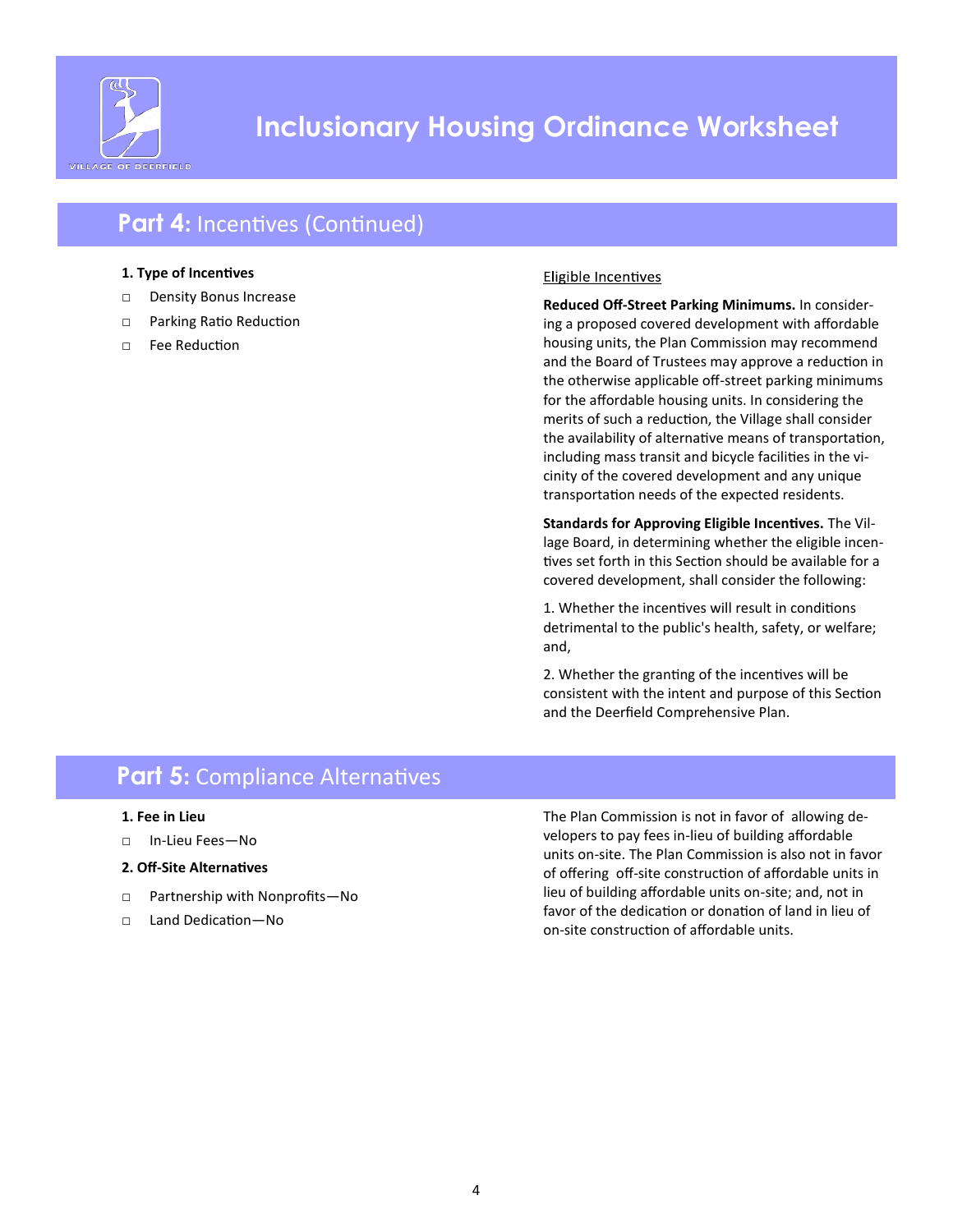# Inclusionary Housing Ordinance Worksheet

## Part 4: Incentives (Continued)

**1. Type of Incentives**

- □ Density Bonus Increase
- □ Parking Ratio Reduction
- □ Fee Reduction

Eligible Incentives

**Reduced Off-Street Parking Minimums.** In considering a proposed covered development with affordable housing units, the Plan Commission may recommend and the Board of Trustees may approve a reduction in the otherwise applicable off-street parking minimums for the affordable housing units. In considering the merits of such a reduction, the Village shall consider the availability of alternative means of transportation, including mass transit and bicycle facilities in the vicinity of the covered development and any unique transportation needs of the expected residents.

**Standards for Approving Eligible Incentives.** The Village Board, in determining whether the eligible incentives set forth in this Section should be available for a covered development, shall consider the following:

1. Whether the incentives will result in conditions detrimental to the public's health, safety, or welfare; and,

2. Whether the granting of the incentives will be consistent with the intent and purpose of this Section and the Deerfield Comprehensive Plan.

## Part 5: Compliance Alternatives

**1. Fee in Lieu**

- □ In-Lieu Fees—No

**2. Off-Site Alternatives**

- □ Partnership with Nonprofits—No
- □ Land Dedication—No

The Plan Commission is not in favor of allowing developers to pay fees in-lieu of building affordable units on-site. The Plan Commission is also not in favor of offering off-site construction of affordable units in lieu of building affordable units on-site; and, not in favor of the dedication or donation of land in lieu of on-site construction of affordable units.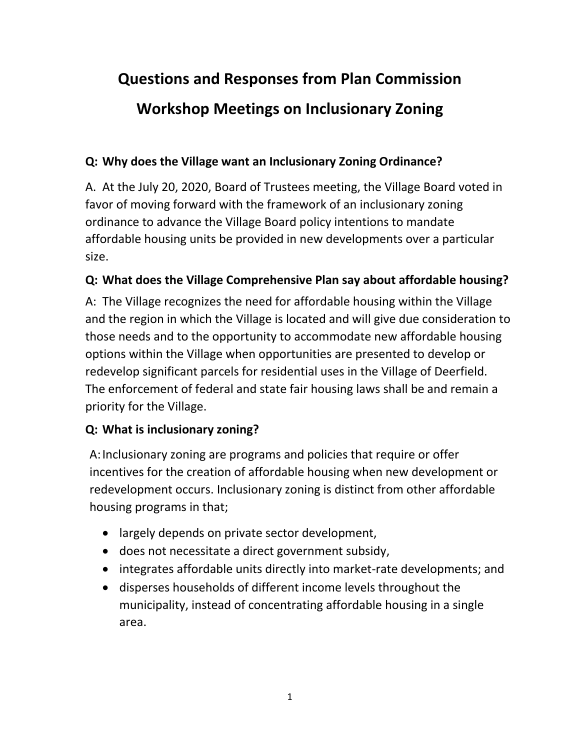# Questions and Responses from Plan Commission Workshop Meetings on Inclusionary Zoning

**Q: Why does the Village want an Inclusionary Zoning Ordinance?**

A. At the July 20, 2020, Board of Trustees meeting, the Village Board voted in favor of moving forward with the framework of an inclusionary zoning ordinance to advance the Village Board policy intentions to mandate affordable housing units be provided in new developments over a particular size.

**Q: What does the Village Comprehensive Plan say about affordable housing?**

A: The Village recognizes the need for affordable housing within the Village and the region in which the Village is located and will give due consideration to those needs and to the opportunity to accommodate new affordable housing options within the Village when opportunities are presented to develop or redevelop significant parcels for residential uses in the Village of Deerfield. The enforcement of federal and state fair housing laws shall be and remain a priority for the Village.

**Q: What is inclusionary zoning?**

A: Inclusionary zoning are programs and policies that require or offer incentives for the creation of affordable housing when new development or redevelopment occurs. Inclusionary zoning is distinct from other affordable housing programs in that;

- largely depends on private sector development,
- does not necessitate a direct government subsidy,
- integrates affordable units directly into market-rate developments; and
- disperses households of different income levels throughout the municipality, instead of concentrating affordable housing in a single area.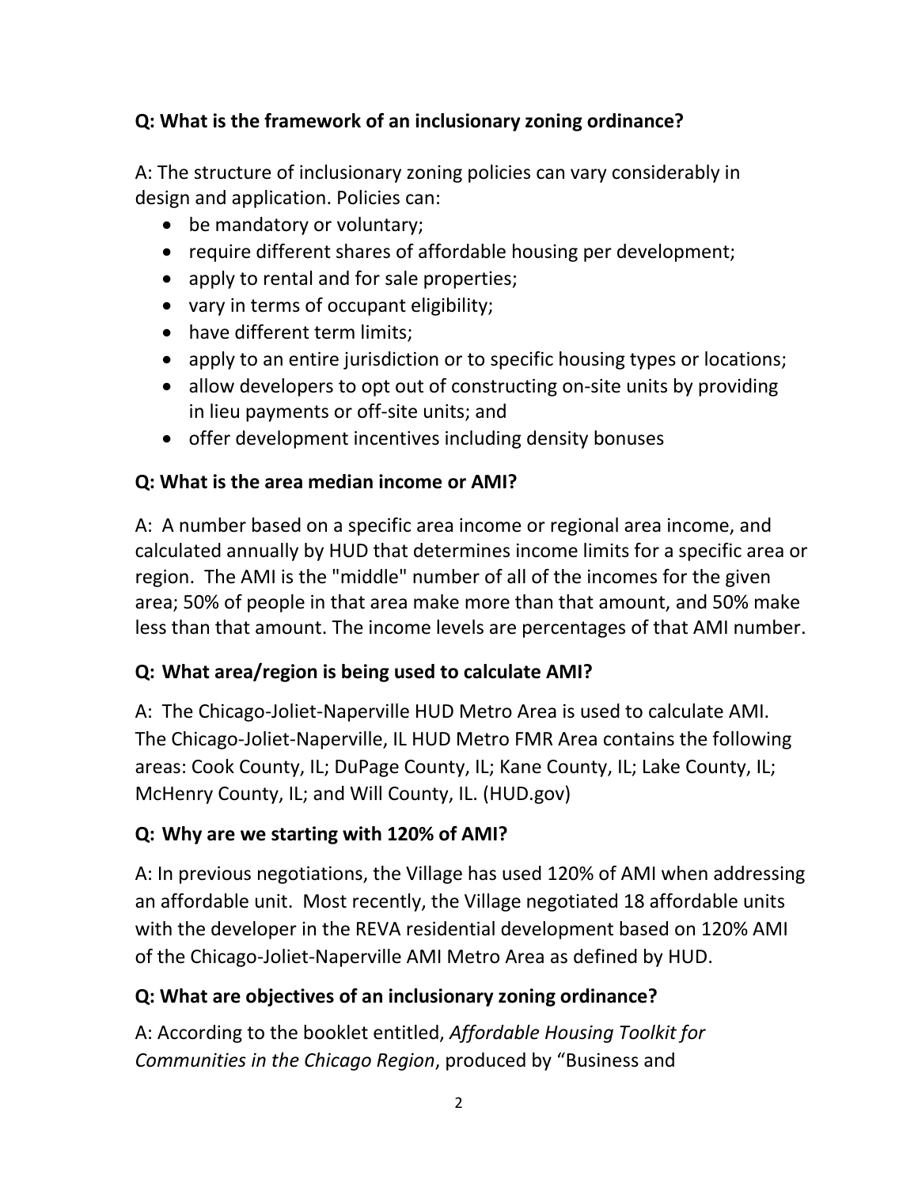**Q: What is the framework of an inclusionary zoning ordinance?**

A: The structure of inclusionary zoning policies can vary considerably in design and application. Policies can:

- be mandatory or voluntary;
- require different shares of affordable housing per development;
- apply to rental and for sale properties;
- vary in terms of occupant eligibility;
- have different term limits;
- apply to an entire jurisdiction or to specific housing types or locations;
- allow developers to opt out of constructing on-site units by providing in lieu payments or off-site units; and
- offer development incentives including density bonuses

**Q: What is the area median income or AMI?**

A: A number based on a specific area income or regional area income, and calculated annually by HUD that determines income limits for a specific area or region. The AMI is the "middle" number of all of the incomes for the given area; 50% of people in that area make more than that amount, and 50% make less than that amount. The income levels are percentages of that AMI number.

**Q: What area/region is being used to calculate AMI?**

A: The Chicago-Joliet-Naperville HUD Metro Area is used to calculate AMI. The Chicago-Joliet-Naperville, IL HUD Metro FMR Area contains the following areas: Cook County, IL; DuPage County, IL; Kane County, IL; Lake County, IL; McHenry County, IL; and Will County, IL. (HUD.gov)

**Q: Why are we starting with 120% of AMI?**

A: In previous negotiations, the Village has used 120% of AMI when addressing an affordable unit. Most recently, the Village negotiated 18 affordable units with the developer in the REVA residential development based on 120% AMI of the Chicago-Joliet-Naperville AMI Metro Area as defined by HUD.

**Q: What are objectives of an inclusionary zoning ordinance?**

A: According to the booklet entitled, *Affordable Housing Toolkit for Communities in the Chicago Region*, produced by "Business and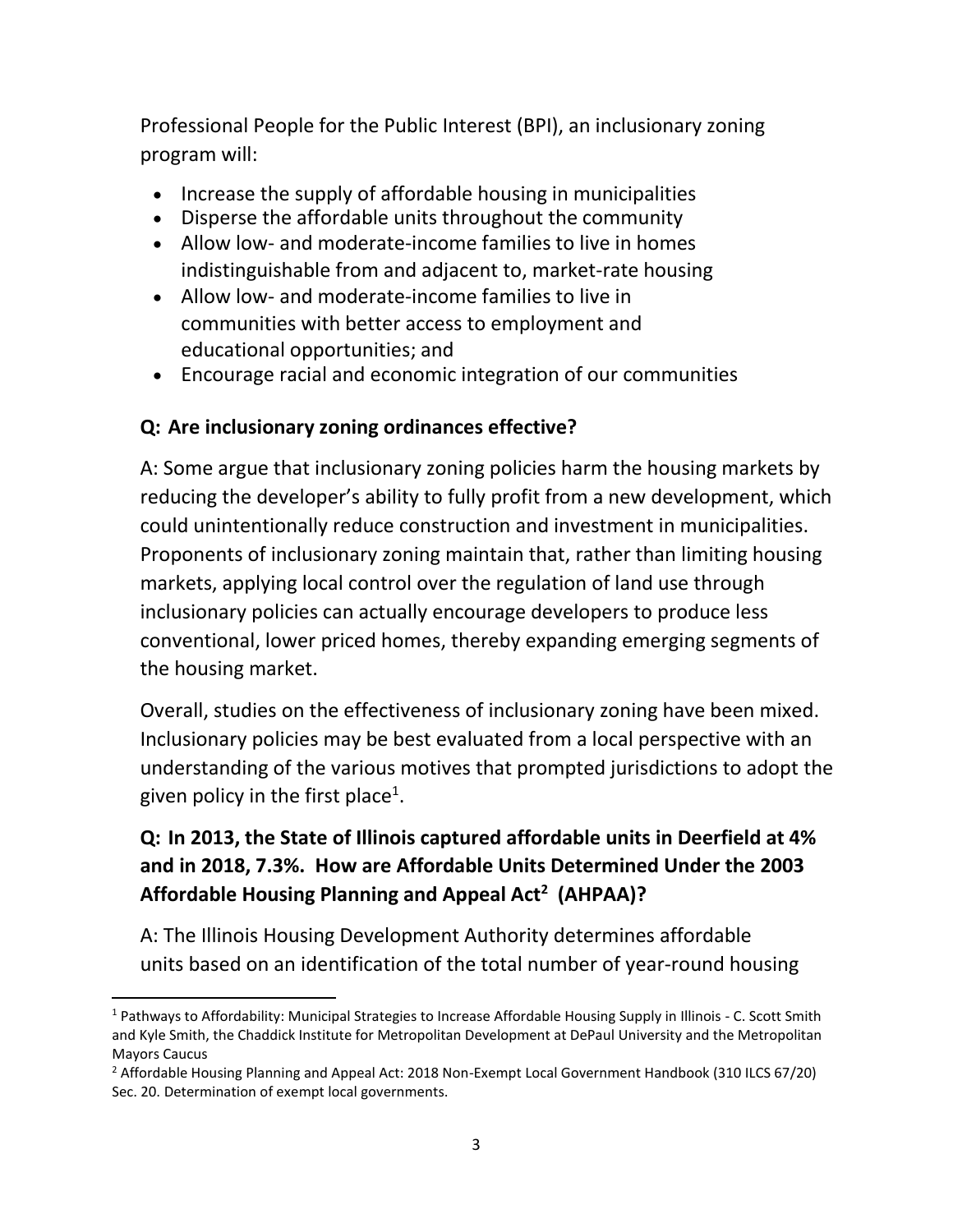Professional People for the Public Interest (BPI), an inclusionary zoning program will:

- Increase the supply of affordable housing in municipalities
- Disperse the affordable units throughout the community
- Allow low- and moderate-income families to live in homes indistinguishable from and adjacent to, market-rate housing
- Allow low- and moderate-income families to live in communities with better access to employment and educational opportunities; and
- Encourage racial and economic integration of our communities

**Q: Are inclusionary zoning ordinances effective?**

A: Some argue that inclusionary zoning policies harm the housing markets by reducing the developer's ability to fully profit from a new development, which could unintentionally reduce construction and investment in municipalities. Proponents of inclusionary zoning maintain that, rather than limiting housing markets, applying local control over the regulation of land use through inclusionary policies can actually encourage developers to produce less conventional, lower priced homes, thereby expanding emerging segments of the housing market.

Overall, studies on the effectiveness of inclusionary zoning have been mixed. Inclusionary policies may be best evaluated from a local perspective with an understanding of the various motives that prompted jurisdictions to adopt the given policy in the first place[1].

**Q: In 2013, the State of Illinois captured affordable units in Deerfield at 4% and in 2018, 7.3%. How are Affordable Units Determined Under the 2003 Affordable Housing Planning and Appeal Act[2] (AHPAA)?**

A: The Illinois Housing Development Authority determines affordable units based on an identification of the total number of year-round housing

---

[1] Pathways to Affordability: Municipal Strategies to Increase Affordable Housing Supply in Illinois - C. Scott Smith and Kyle Smith, the Chaddick Institute for Metropolitan Development at DePaul University and the Metropolitan Mayors Caucus

[2] Affordable Housing Planning and Appeal Act: 2018 Non-Exempt Local Government Handbook (310 ILCS 67/20) Sec. 20. Determination of exempt local governments.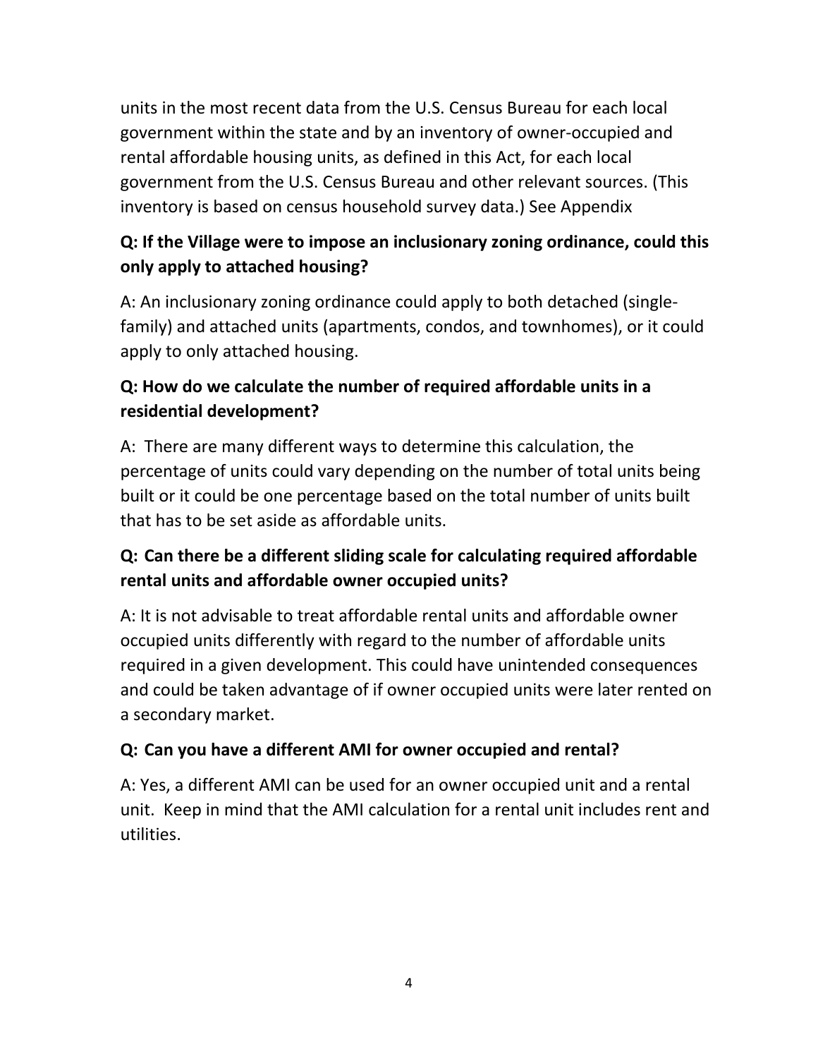units in the most recent data from the U.S. Census Bureau for each local government within the state and by an inventory of owner-occupied and rental affordable housing units, as defined in this Act, for each local government from the U.S. Census Bureau and other relevant sources. (This inventory is based on census household survey data.) See Appendix

**Q: If the Village were to impose an inclusionary zoning ordinance, could this only apply to attached housing?**

A: An inclusionary zoning ordinance could apply to both detached (single-family) and attached units (apartments, condos, and townhomes), or it could apply to only attached housing.

**Q: How do we calculate the number of required affordable units in a residential development?**

A: There are many different ways to determine this calculation, the percentage of units could vary depending on the number of total units being built or it could be one percentage based on the total number of units built that has to be set aside as affordable units.

**Q: Can there be a different sliding scale for calculating required affordable rental units and affordable owner occupied units?**

A: It is not advisable to treat affordable rental units and affordable owner occupied units differently with regard to the number of affordable units required in a given development. This could have unintended consequences and could be taken advantage of if owner occupied units were later rented on a secondary market.

**Q: Can you have a different AMI for owner occupied and rental?**

A: Yes, a different AMI can be used for an owner occupied unit and a rental unit. Keep in mind that the AMI calculation for a rental unit includes rent and utilities.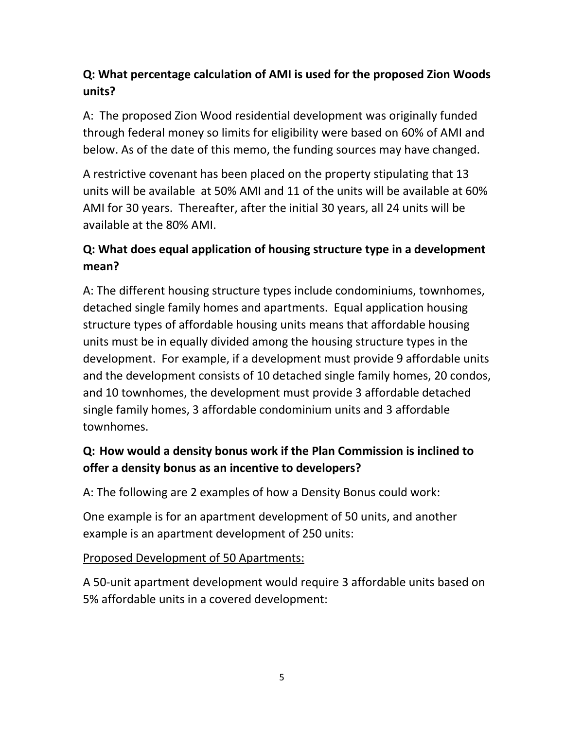**Q: What percentage calculation of AMI is used for the proposed Zion Woods units?**

A: The proposed Zion Wood residential development was originally funded through federal money so limits for eligibility were based on 60% of AMI and below. As of the date of this memo, the funding sources may have changed.

A restrictive covenant has been placed on the property stipulating that 13 units will be available at 50% AMI and 11 of the units will be available at 60% AMI for 30 years. Thereafter, after the initial 30 years, all 24 units will be available at the 80% AMI.

**Q: What does equal application of housing structure type in a development mean?**

A: The different housing structure types include condominiums, townhomes, detached single family homes and apartments. Equal application housing structure types of affordable housing units means that affordable housing units must be in equally divided among the housing structure types in the development. For example, if a development must provide 9 affordable units and the development consists of 10 detached single family homes, 20 condos, and 10 townhomes, the development must provide 3 affordable detached single family homes, 3 affordable condominium units and 3 affordable townhomes.

**Q: How would a density bonus work if the Plan Commission is inclined to offer a density bonus as an incentive to developers?**

A: The following are 2 examples of how a Density Bonus could work:

One example is for an apartment development of 50 units, and another example is an apartment development of 250 units:

<u>Proposed Development of 50 Apartments:</u>

A 50-unit apartment development would require 3 affordable units based on 5% affordable units in a covered development: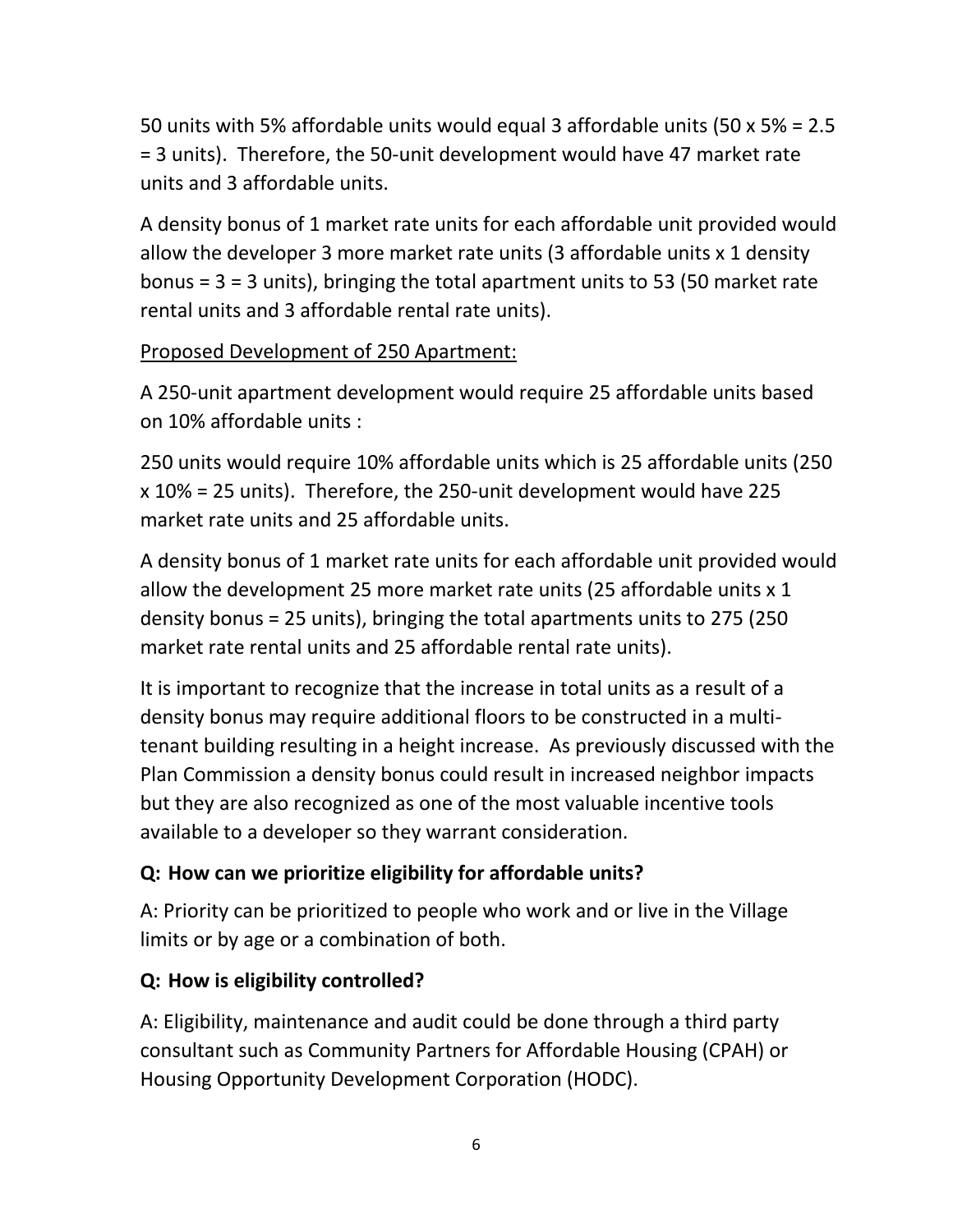50 units with 5% affordable units would equal 3 affordable units (50 x 5% = 2.5 = 3 units). Therefore, the 50-unit development would have 47 market rate units and 3 affordable units.

A density bonus of 1 market rate units for each affordable unit provided would allow the developer 3 more market rate units (3 affordable units x 1 density bonus = 3 = 3 units), bringing the total apartment units to 53 (50 market rate rental units and 3 affordable rental rate units).

<u>Proposed Development of 250 Apartment:</u>

A 250-unit apartment development would require 25 affordable units based on 10% affordable units :

250 units would require 10% affordable units which is 25 affordable units (250 x 10% = 25 units). Therefore, the 250-unit development would have 225 market rate units and 25 affordable units.

A density bonus of 1 market rate units for each affordable unit provided would allow the development 25 more market rate units (25 affordable units x 1 density bonus = 25 units), bringing the total apartments units to 275 (250 market rate rental units and 25 affordable rental rate units).

It is important to recognize that the increase in total units as a result of a density bonus may require additional floors to be constructed in a multi-tenant building resulting in a height increase. As previously discussed with the Plan Commission a density bonus could result in increased neighbor impacts but they are also recognized as one of the most valuable incentive tools available to a developer so they warrant consideration.

**Q: How can we prioritize eligibility for affordable units?**

A: Priority can be prioritized to people who work and or live in the Village limits or by age or a combination of both.

**Q: How is eligibility controlled?**

A: Eligibility, maintenance and audit could be done through a third party consultant such as Community Partners for Affordable Housing (CPAH) or Housing Opportunity Development Corporation (HODC).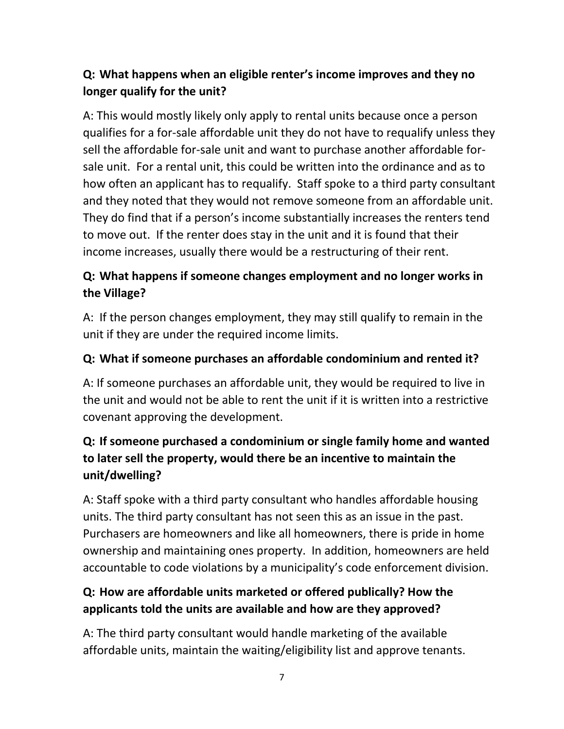**Q: What happens when an eligible renter's income improves and they no longer qualify for the unit?**

A: This would mostly likely only apply to rental units because once a person qualifies for a for-sale affordable unit they do not have to requalify unless they sell the affordable for-sale unit and want to purchase another affordable for-sale unit. For a rental unit, this could be written into the ordinance and as to how often an applicant has to requalify. Staff spoke to a third party consultant and they noted that they would not remove someone from an affordable unit. They do find that if a person's income substantially increases the renters tend to move out. If the renter does stay in the unit and it is found that their income increases, usually there would be a restructuring of their rent.

**Q: What happens if someone changes employment and no longer works in the Village?**

A: If the person changes employment, they may still qualify to remain in the unit if they are under the required income limits.

**Q: What if someone purchases an affordable condominium and rented it?**

A: If someone purchases an affordable unit, they would be required to live in the unit and would not be able to rent the unit if it is written into a restrictive covenant approving the development.

**Q: If someone purchased a condominium or single family home and wanted to later sell the property, would there be an incentive to maintain the unit/dwelling?**

A: Staff spoke with a third party consultant who handles affordable housing units. The third party consultant has not seen this as an issue in the past. Purchasers are homeowners and like all homeowners, there is pride in home ownership and maintaining ones property. In addition, homeowners are held accountable to code violations by a municipality's code enforcement division.

**Q: How are affordable units marketed or offered publically? How the applicants told the units are available and how are they approved?**

A: The third party consultant would handle marketing of the available affordable units, maintain the waiting/eligibility list and approve tenants.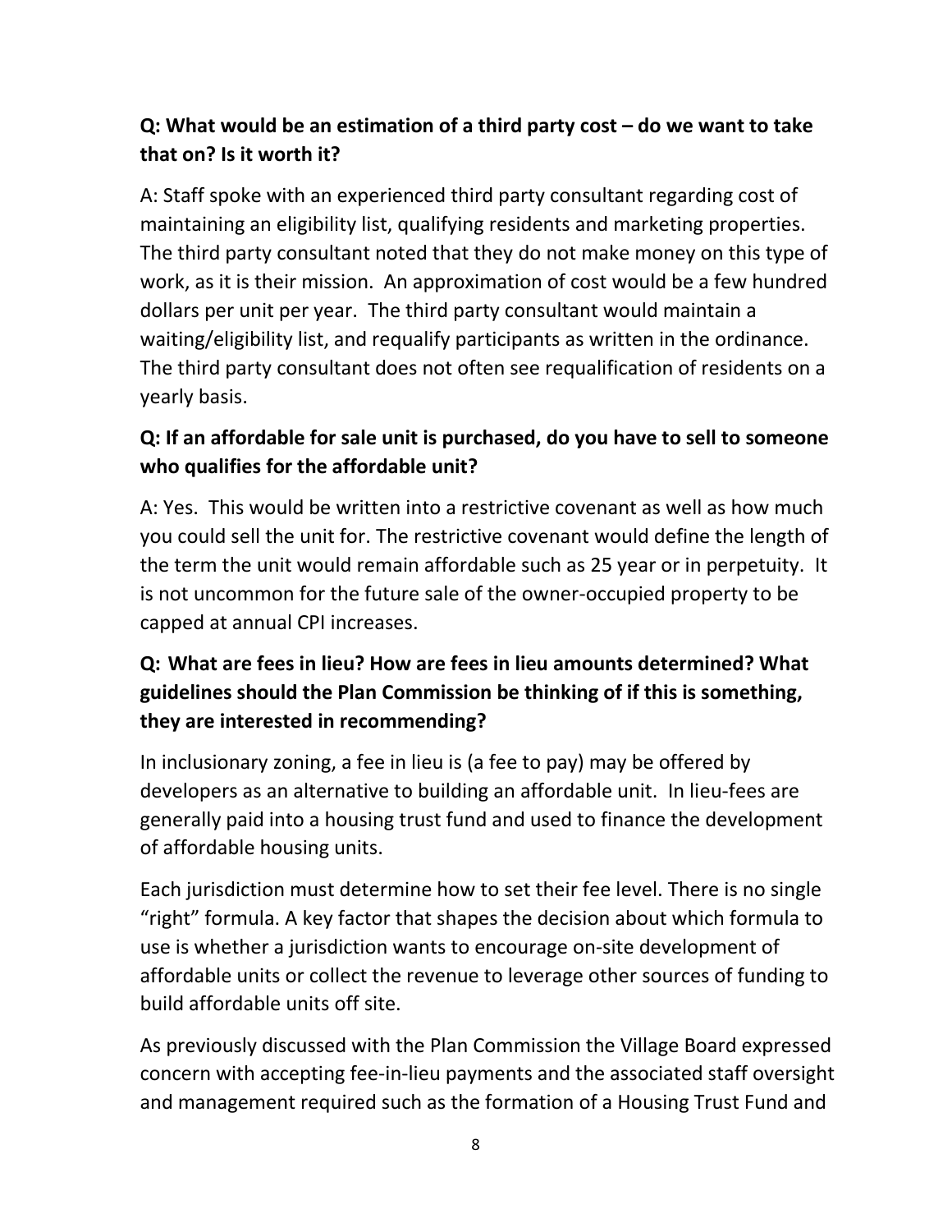**Q: What would be an estimation of a third party cost – do we want to take that on? Is it worth it?**

A: Staff spoke with an experienced third party consultant regarding cost of maintaining an eligibility list, qualifying residents and marketing properties. The third party consultant noted that they do not make money on this type of work, as it is their mission. An approximation of cost would be a few hundred dollars per unit per year. The third party consultant would maintain a waiting/eligibility list, and requalify participants as written in the ordinance. The third party consultant does not often see requalification of residents on a yearly basis.

**Q: If an affordable for sale unit is purchased, do you have to sell to someone who qualifies for the affordable unit?**

A: Yes. This would be written into a restrictive covenant as well as how much you could sell the unit for. The restrictive covenant would define the length of the term the unit would remain affordable such as 25 year or in perpetuity. It is not uncommon for the future sale of the owner-occupied property to be capped at annual CPI increases.

**Q: What are fees in lieu? How are fees in lieu amounts determined? What guidelines should the Plan Commission be thinking of if this is something, they are interested in recommending?**

In inclusionary zoning, a fee in lieu is (a fee to pay) may be offered by developers as an alternative to building an affordable unit. In lieu-fees are generally paid into a housing trust fund and used to finance the development of affordable housing units.

Each jurisdiction must determine how to set their fee level. There is no single "right" formula. A key factor that shapes the decision about which formula to use is whether a jurisdiction wants to encourage on-site development of affordable units or collect the revenue to leverage other sources of funding to build affordable units off site.

As previously discussed with the Plan Commission the Village Board expressed concern with accepting fee-in-lieu payments and the associated staff oversight and management required such as the formation of a Housing Trust Fund and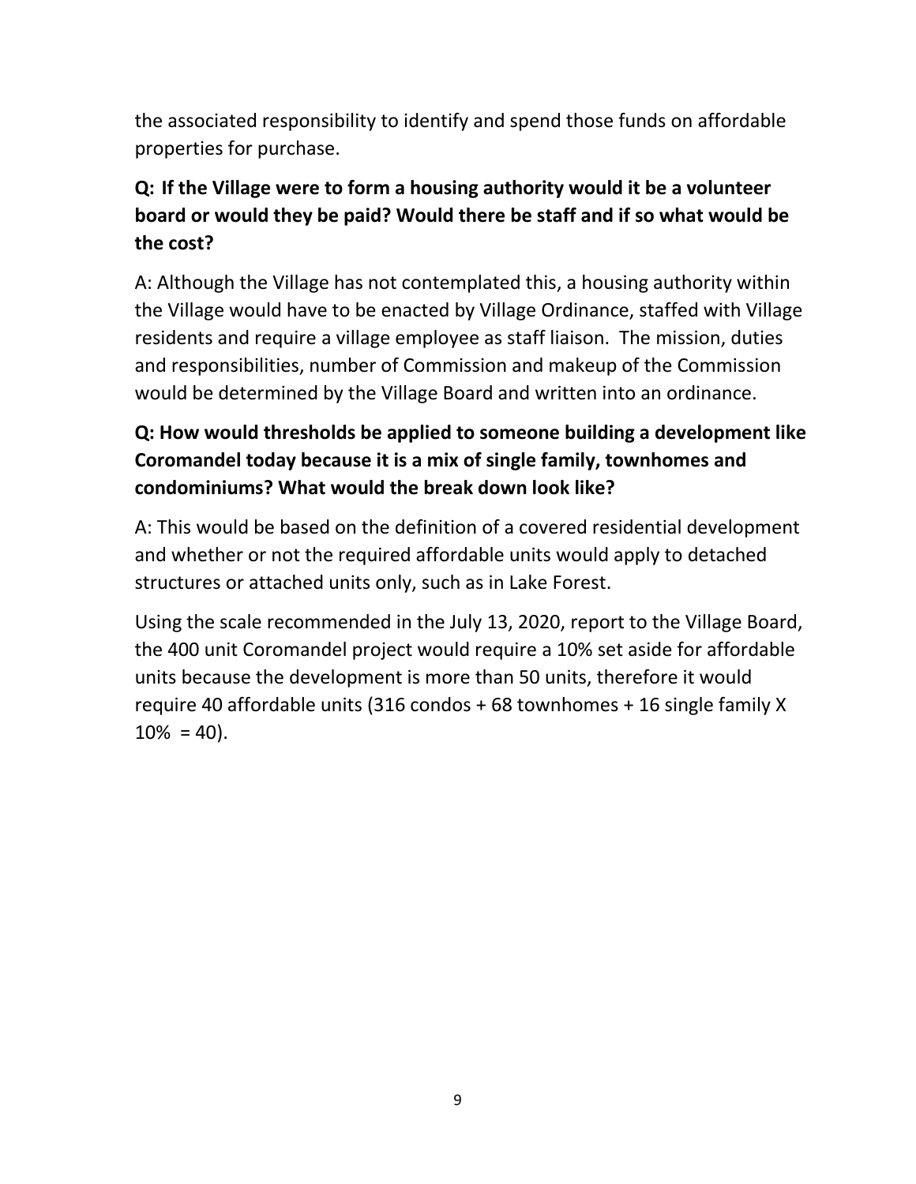the associated responsibility to identify and spend those funds on affordable properties for purchase.

**Q: If the Village were to form a housing authority would it be a volunteer board or would they be paid? Would there be staff and if so what would be the cost?**

A: Although the Village has not contemplated this, a housing authority within the Village would have to be enacted by Village Ordinance, staffed with Village residents and require a village employee as staff liaison. The mission, duties and responsibilities, number of Commission and makeup of the Commission would be determined by the Village Board and written into an ordinance.

**Q: How would thresholds be applied to someone building a development like Coromandel today because it is a mix of single family, townhomes and condominiums? What would the break down look like?**

A: This would be based on the definition of a covered residential development and whether or not the required affordable units would apply to detached structures or attached units only, such as in Lake Forest.

Using the scale recommended in the July 13, 2020, report to the Village Board, the 400 unit Coromandel project would require a 10% set aside for affordable units because the development is more than 50 units, therefore it would require 40 affordable units (316 condos + 68 townhomes + 16 single family X 10% = 40).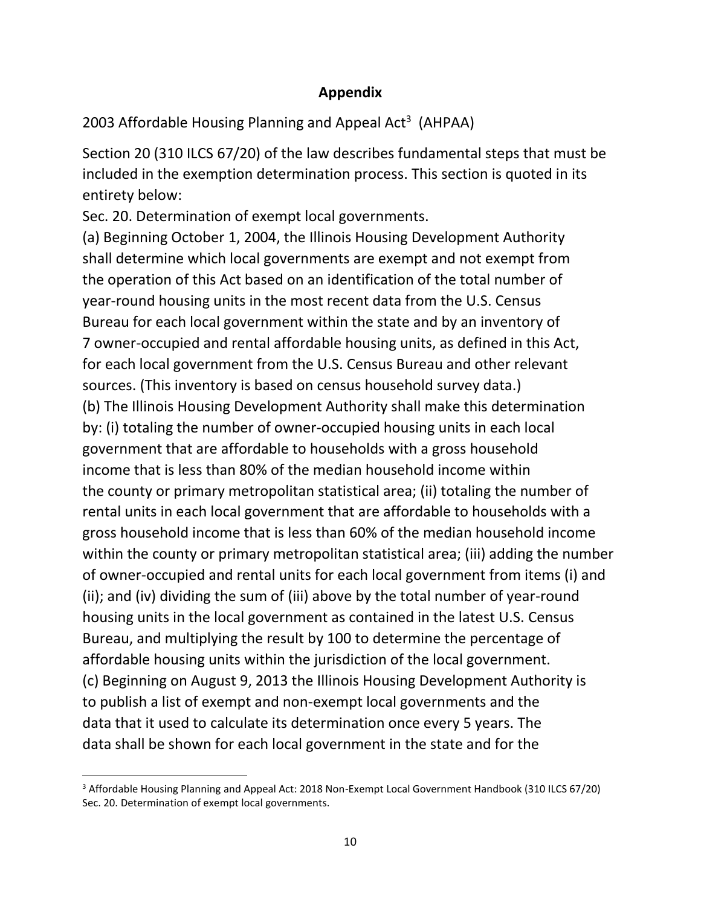## Appendix

2003 Affordable Housing Planning and Appeal Act[3] (AHPAA)

Section 20 (310 ILCS 67/20) of the law describes fundamental steps that must be included in the exemption determination process. This section is quoted in its entirety below:

Sec. 20. Determination of exempt local governments.

(a) Beginning October 1, 2004, the Illinois Housing Development Authority shall determine which local governments are exempt and not exempt from the operation of this Act based on an identification of the total number of year-round housing units in the most recent data from the U.S. Census Bureau for each local government within the state and by an inventory of 7 owner-occupied and rental affordable housing units, as defined in this Act, for each local government from the U.S. Census Bureau and other relevant sources. (This inventory is based on census household survey data.)

(b) The Illinois Housing Development Authority shall make this determination by: (i) totaling the number of owner-occupied housing units in each local government that are affordable to households with a gross household income that is less than 80% of the median household income within the county or primary metropolitan statistical area; (ii) totaling the number of rental units in each local government that are affordable to households with a gross household income that is less than 60% of the median household income within the county or primary metropolitan statistical area; (iii) adding the number of owner-occupied and rental units for each local government from items (i) and (ii); and (iv) dividing the sum of (iii) above by the total number of year-round housing units in the local government as contained in the latest U.S. Census Bureau, and multiplying the result by 100 to determine the percentage of affordable housing units within the jurisdiction of the local government.

(c) Beginning on August 9, 2013 the Illinois Housing Development Authority is to publish a list of exempt and non-exempt local governments and the data that it used to calculate its determination once every 5 years. The data shall be shown for each local government in the state and for the

[3] Affordable Housing Planning and Appeal Act: 2018 Non-Exempt Local Government Handbook (310 ILCS 67/20) Sec. 20. Determination of exempt local governments.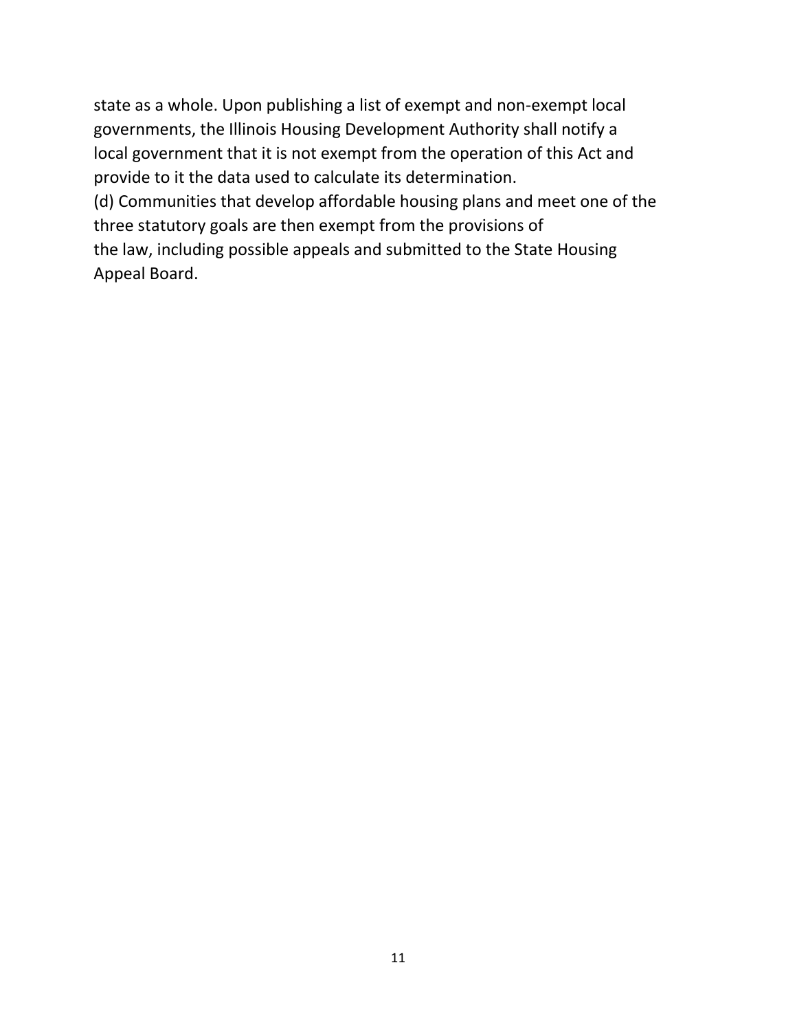state as a whole. Upon publishing a list of exempt and non-exempt local governments, the Illinois Housing Development Authority shall notify a local government that it is not exempt from the operation of this Act and provide to it the data used to calculate its determination.

(d) Communities that develop affordable housing plans and meet one of the three statutory goals are then exempt from the provisions of the law, including possible appeals and submitted to the State Housing Appeal Board.